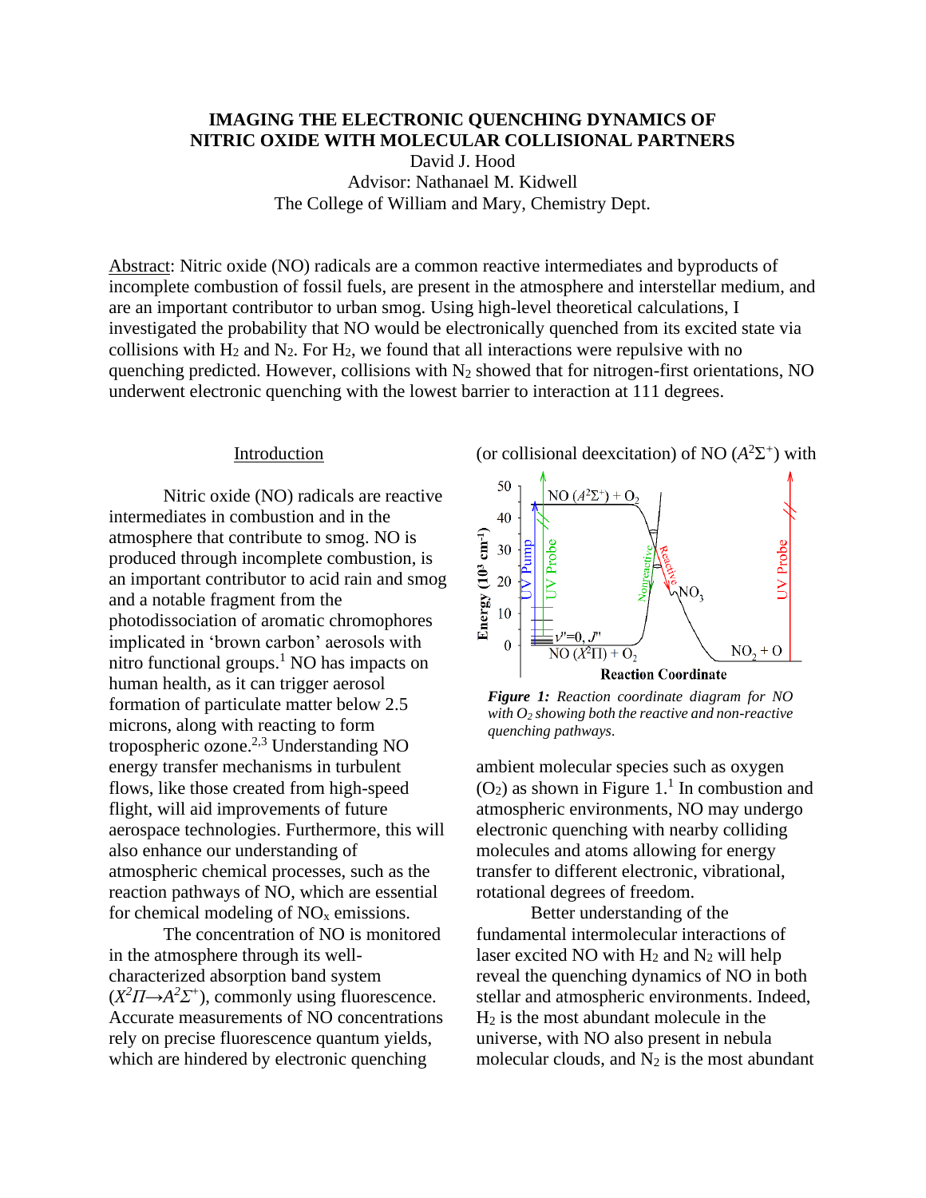# IMAGING THE ELECTRONIC QUENCHING DYNAMICS OF NITRIC OXIDE WITH MOLECULAR COLLISIONAL PARTNERS

David J. Hood
Advisor: Nathanael M. Kidwell
The College of William and Mary, Chemistry Dept.

Abstract: Nitric oxide (NO) radicals are a common reactive intermediates and byproducts of incomplete combustion of fossil fuels, are present in the atmosphere and interstellar medium, and are an important contributor to urban smog. Using high-level theoretical calculations, I investigated the probability that NO would be electronically quenched from its excited state via collisions with $H_2$ and $N_2$. For $H_2$, we found that all interactions were repulsive with no quenching predicted. However, collisions with $N_2$ showed that for nitrogen-first orientations, NO underwent electronic quenching with the lowest barrier to interaction at 111 degrees.

## Introduction

Nitric oxide (NO) radicals are reactive intermediates in combustion and in the atmosphere that contribute to smog. NO is produced through incomplete combustion, is an important contributor to acid rain and smog and a notable fragment from the photodissociation of aromatic chromophores implicated in 'brown carbon' aerosols with nitro functional groups.[1] NO has impacts on human health, as it can trigger aerosol formation of particulate matter below 2.5 microns, along with reacting to form tropospheric ozone.[2,3] Understanding NO energy transfer mechanisms in turbulent flows, like those created from high-speed flight, will aid improvements of future aerospace technologies. Furthermore, this will also enhance our understanding of atmospheric chemical processes, such as the reaction pathways of NO, which are essential for chemical modeling of $NO_x$ emissions.

The concentration of NO is monitored in the atmosphere through its well-characterized absorption band system ($X^2\Pi \rightarrow A^2\Sigma^+$), commonly using fluorescence. Accurate measurements of NO concentrations rely on precise fluorescence quantum yields, which are hindered by electronic quenching (or collisional deexcitation) of NO ($A^2\Sigma^+$) with ambient molecular species such as oxygen ($O_2$) as shown in Figure 1.[1] In combustion and atmospheric environments, NO may undergo electronic quenching with nearby colliding molecules and atoms allowing for energy transfer to different electronic, vibrational, rotational degrees of freedom.

*Figure 1: Reaction coordinate diagram for NO with $O_2$ showing both the reactive and non-reactive quenching pathways.*

Better understanding of the fundamental intermolecular interactions of laser excited NO with $H_2$ and $N_2$ will help reveal the quenching dynamics of NO in both stellar and atmospheric environments. Indeed, $H_2$ is the most abundant molecule in the universe, with NO also present in nebula molecular clouds, and $N_2$ is the most abundant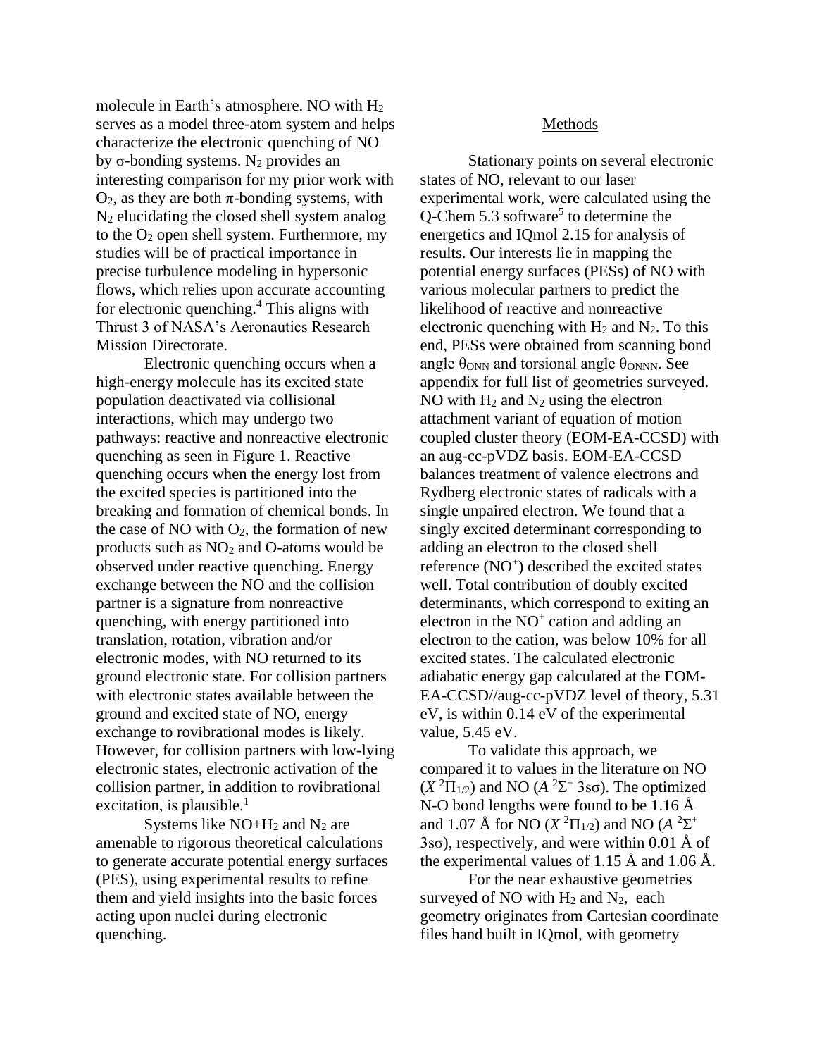molecule in Earth's atmosphere. NO with $H_2$ serves as a model three-atom system and helps characterize the electronic quenching of NO by σ-bonding systems. $N_2$ provides an interesting comparison for my prior work with $O_2$, as they are both π-bonding systems, with $N_2$ elucidating the closed shell system analog to the $O_2$ open shell system. Furthermore, my studies will be of practical importance in precise turbulence modeling in hypersonic flows, which relies upon accurate accounting for electronic quenching.[4] This aligns with Thrust 3 of NASA's Aeronautics Research Mission Directorate.

Electronic quenching occurs when a high-energy molecule has its excited state population deactivated via collisional interactions, which may undergo two pathways: reactive and nonreactive electronic quenching as seen in Figure 1. Reactive quenching occurs when the energy lost from the excited species is partitioned into the breaking and formation of chemical bonds. In the case of NO with $O_2$, the formation of new products such as $NO_2$ and O-atoms would be observed under reactive quenching. Energy exchange between the NO and the collision partner is a signature from nonreactive quenching, with energy partitioned into translation, rotation, vibration and/or electronic modes, with NO returned to its ground electronic state. For collision partners with electronic states available between the ground and excited state of NO, energy exchange to rovibrational modes is likely. However, for collision partners with low-lying electronic states, electronic activation of the collision partner, in addition to rovibrational excitation, is plausible.[1]

Systems like NO+$H_2$ and $N_2$ are amenable to rigorous theoretical calculations to generate accurate potential energy surfaces (PES), using experimental results to refine them and yield insights into the basic forces acting upon nuclei during electronic quenching.

## Methods

Stationary points on several electronic states of NO, relevant to our laser experimental work, were calculated using the Q-Chem 5.3 software[5] to determine the energetics and IQmol 2.15 for analysis of results. Our interests lie in mapping the potential energy surfaces (PESs) of NO with various molecular partners to predict the likelihood of reactive and nonreactive electronic quenching with $H_2$ and $N_2$. To this end, PESs were obtained from scanning bond angle $\theta_{ONN}$ and torsional angle $\theta_{ONNN}$. See appendix for full list of geometries surveyed. NO with $H_2$ and $N_2$ using the electron attachment variant of equation of motion coupled cluster theory (EOM-EA-CCSD) with an aug-cc-pVDZ basis. EOM-EA-CCSD balances treatment of valence electrons and Rydberg electronic states of radicals with a single unpaired electron. We found that a singly excited determinant corresponding to adding an electron to the closed shell reference ($NO^+$) described the excited states well. Total contribution of doubly excited determinants, which correspond to exiting an electron in the $NO^+$ cation and adding an electron to the cation, was below 10% for all excited states. The calculated electronic adiabatic energy gap calculated at the EOM-EA-CCSD//aug-cc-pVDZ level of theory, 5.31 eV, is within 0.14 eV of the experimental value, 5.45 eV.

To validate this approach, we compared it to values in the literature on NO ($X\ ^2\Pi_{1/2}$) and NO ($A\ ^2\Sigma^+$ 3sσ). The optimized N-O bond lengths were found to be 1.16 Å and 1.07 Å for NO ($X\ ^2\Pi_{1/2}$) and NO ($A\ ^2\Sigma^+$ 3sσ), respectively, and were within 0.01 Å of the experimental values of 1.15 Å and 1.06 Å.

For the near exhaustive geometries surveyed of NO with $H_2$ and $N_2$, each geometry originates from Cartesian coordinate files hand built in IQmol, with geometry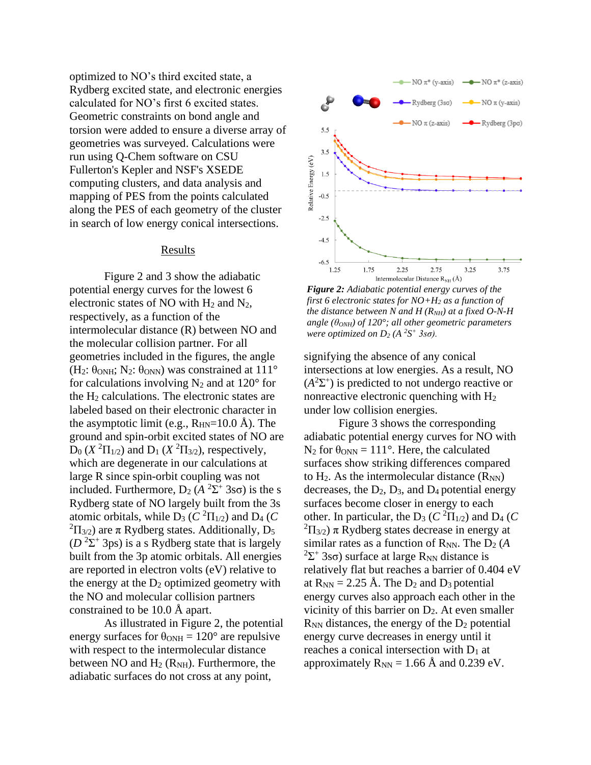optimized to NO's third excited state, a Rydberg excited state, and electronic energies calculated for NO's first 6 excited states. Geometric constraints on bond angle and torsion were added to ensure a diverse array of geometries was surveyed. Calculations were run using Q-Chem software on CSU Fullerton's Kepler and NSF's XSEDE computing clusters, and data analysis and mapping of PES from the points calculated along the PES of each geometry of the cluster in search of low energy conical intersections.

## Results

Figure 2 and 3 show the adiabatic potential energy curves for the lowest 6 electronic states of NO with $H_2$ and $N_2$, respectively, as a function of the intermolecular distance (R) between NO and the molecular collision partner. For all geometries included in the figures, the angle ($H_2$: $\theta_{ONH}$; $N_2$: $\theta_{ONN}$) was constrained at 111° for calculations involving $N_2$ and at 120° for the $H_2$ calculations. The electronic states are labeled based on their electronic character in the asymptotic limit (e.g., $R_{HN}$=10.0 Å). The ground and spin-orbit excited states of NO are $D_0$ ($X\ ^2\Pi_{1/2}$) and $D_1$ ($X\ ^2\Pi_{3/2}$), respectively, which are degenerate in our calculations at large R since spin-orbit coupling was not included. Furthermore, $D_2$ ($A\ ^2\Sigma^+$ 3sσ) is the s Rydberg state of NO largely built from the 3s atomic orbitals, while $D_3$ ($C\ ^2\Pi_{1/2}$) and $D_4$ ($C\ ^2\Pi_{3/2}$) are π Rydberg states. Additionally, $D_5$ ($D\ ^2\Sigma^+$ 3ps) is a s Rydberg state that is largely built from the 3p atomic orbitals. All energies are reported in electron volts (eV) relative to the energy at the $D_2$ optimized geometry with the NO and molecular collision partners constrained to be 10.0 Å apart.

As illustrated in Figure 2, the potential energy surfaces for $\theta_{ONH}$ = 120° are repulsive with respect to the intermolecular distance between NO and $H_2$ ($R_{NH}$). Furthermore, the adiabatic surfaces do not cross at any point, signifying the absence of any conical intersections at low energies. As a result, NO ($A^2\Sigma^+$) is predicted to not undergo reactive or nonreactive electronic quenching with $H_2$ under low collision energies.

*__Figure 2:__ Adiabatic potential energy curves of the first 6 electronic states for NO+$H_2$ as a function of the distance between N and H ($R_{NH}$) at a fixed O-N-H angle ($\theta_{ONH}$) of 120°; all other geometric parameters were optimized on $D_2$ ($A\ ^2S^+$ 3sσ).*

Figure 3 shows the corresponding adiabatic potential energy curves for NO with $N_2$ for $\theta_{ONN}$ = 111°. Here, the calculated surfaces show striking differences compared to $H_2$. As the intermolecular distance ($R_{NN}$) decreases, the $D_2$, $D_3$, and $D_4$ potential energy surfaces become closer in energy to each other. In particular, the $D_3$ ($C\ ^2\Pi_{1/2}$) and $D_4$ ($C\ ^2\Pi_{3/2}$) π Rydberg states decrease in energy at similar rates as a function of $R_{NN}$. The $D_2$ ($A\ ^2\Sigma^+$ 3sσ) surface at large $R_{NN}$ distance is relatively flat but reaches a barrier of 0.404 eV at $R_{NN}$ = 2.25 Å. The $D_2$ and $D_3$ potential energy curves also approach each other in the vicinity of this barrier on $D_2$. At even smaller $R_{NN}$ distances, the energy of the $D_2$ potential energy curve decreases in energy until it reaches a conical intersection with $D_1$ at approximately $R_{NN}$ = 1.66 Å and 0.239 eV.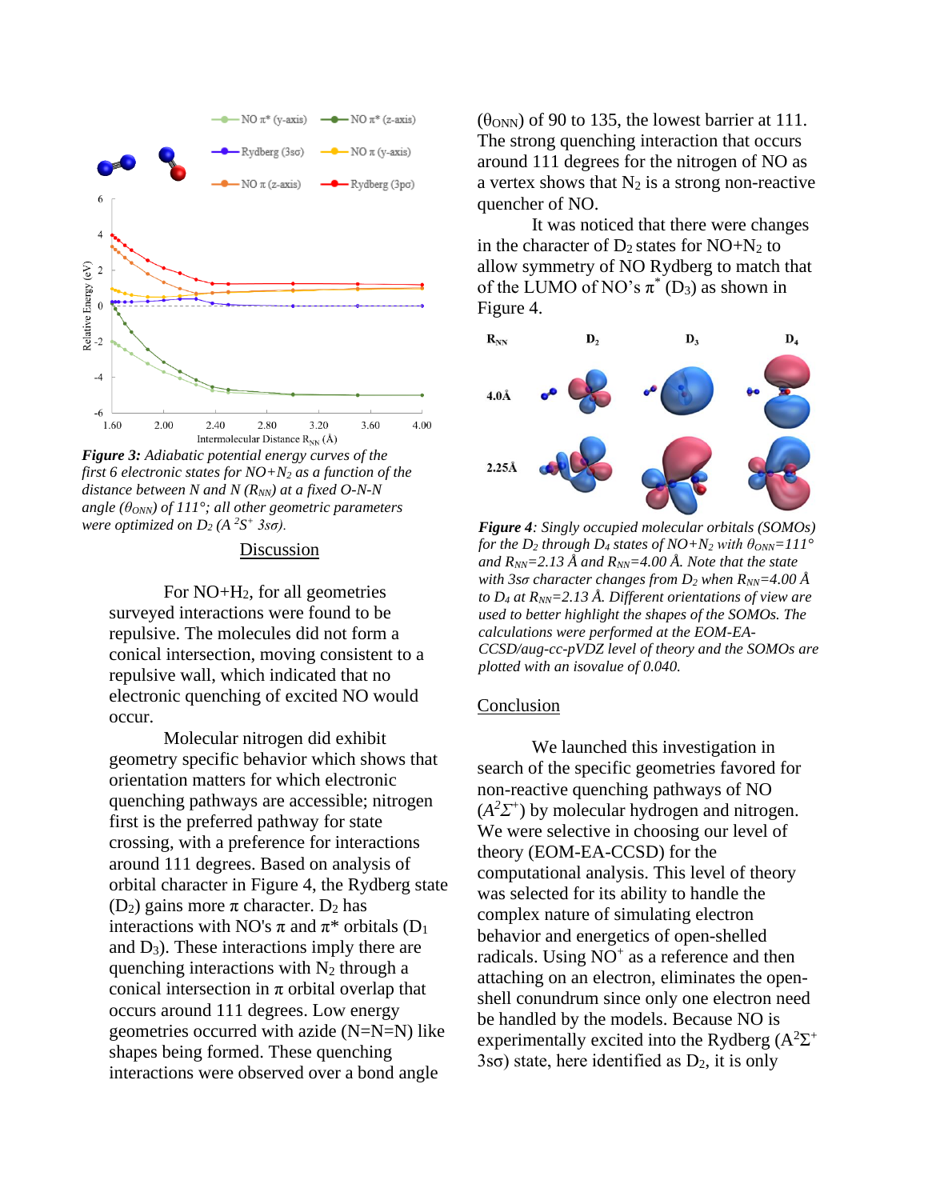*Figure 3: Adiabatic potential energy curves of the first 6 electronic states for NO+N$_2$ as a function of the distance between N and N ($R_{NN}$) at a fixed O-N-N angle ($\theta_{ONN}$) of 111°; all other geometric parameters were optimized on $D_2$ ($A\,^2S^+$ 3sσ).*

## Discussion

For NO+H$_2$, for all geometries surveyed interactions were found to be repulsive. The molecules did not form a conical intersection, moving consistent to a repulsive wall, which indicated that no electronic quenching of excited NO would occur.

Molecular nitrogen did exhibit geometry specific behavior which shows that orientation matters for which electronic quenching pathways are accessible; nitrogen first is the preferred pathway for state crossing, with a preference for interactions around 111 degrees. Based on analysis of orbital character in Figure 4, the Rydberg state ($D_2$) gains more π character. $D_2$ has interactions with NO's π and π* orbitals ($D_1$ and $D_3$). These interactions imply there are quenching interactions with N$_2$ through a conical intersection in π orbital overlap that occurs around 111 degrees. Low energy geometries occurred with azide (N=N=N) like shapes being formed. These quenching interactions were observed over a bond angle ($\theta_{ONN}$) of 90 to 135, the lowest barrier at 111. The strong quenching interaction that occurs around 111 degrees for the nitrogen of NO as a vertex shows that N$_2$ is a strong non-reactive quencher of NO.

It was noticed that there were changes in the character of $D_2$ states for NO+N$_2$ to allow symmetry of NO Rydberg to match that of the LUMO of NO's $\pi^*$ ($D_3$) as shown in Figure 4.

*Figure 4: Singly occupied molecular orbitals (SOMOs) for the $D_2$ through $D_4$ states of NO+N$_2$ with $\theta_{ONN}$=111° and $R_{NN}$=2.13 Å and $R_{NN}$=4.00 Å. Note that the state with 3sσ character changes from $D_2$ when $R_{NN}$=4.00 Å to $D_4$ at $R_{NN}$=2.13 Å. Different orientations of view are used to better highlight the shapes of the SOMOs. The calculations were performed at the EOM-EA-CCSD/aug-cc-pVDZ level of theory and the SOMOs are plotted with an isovalue of 0.040.*

## Conclusion

We launched this investigation in search of the specific geometries favored for non-reactive quenching pathways of NO ($A^2\Sigma^+$) by molecular hydrogen and nitrogen. We were selective in choosing our level of theory (EOM-EA-CCSD) for the computational analysis. This level of theory was selected for its ability to handle the complex nature of simulating electron behavior and energetics of open-shelled radicals. Using NO$^+$ as a reference and then attaching on an electron, eliminates the open-shell conundrum since only one electron need be handled by the models. Because NO is experimentally excited into the Rydberg ($A^2\Sigma^+$ 3sσ) state, here identified as $D_2$, it is only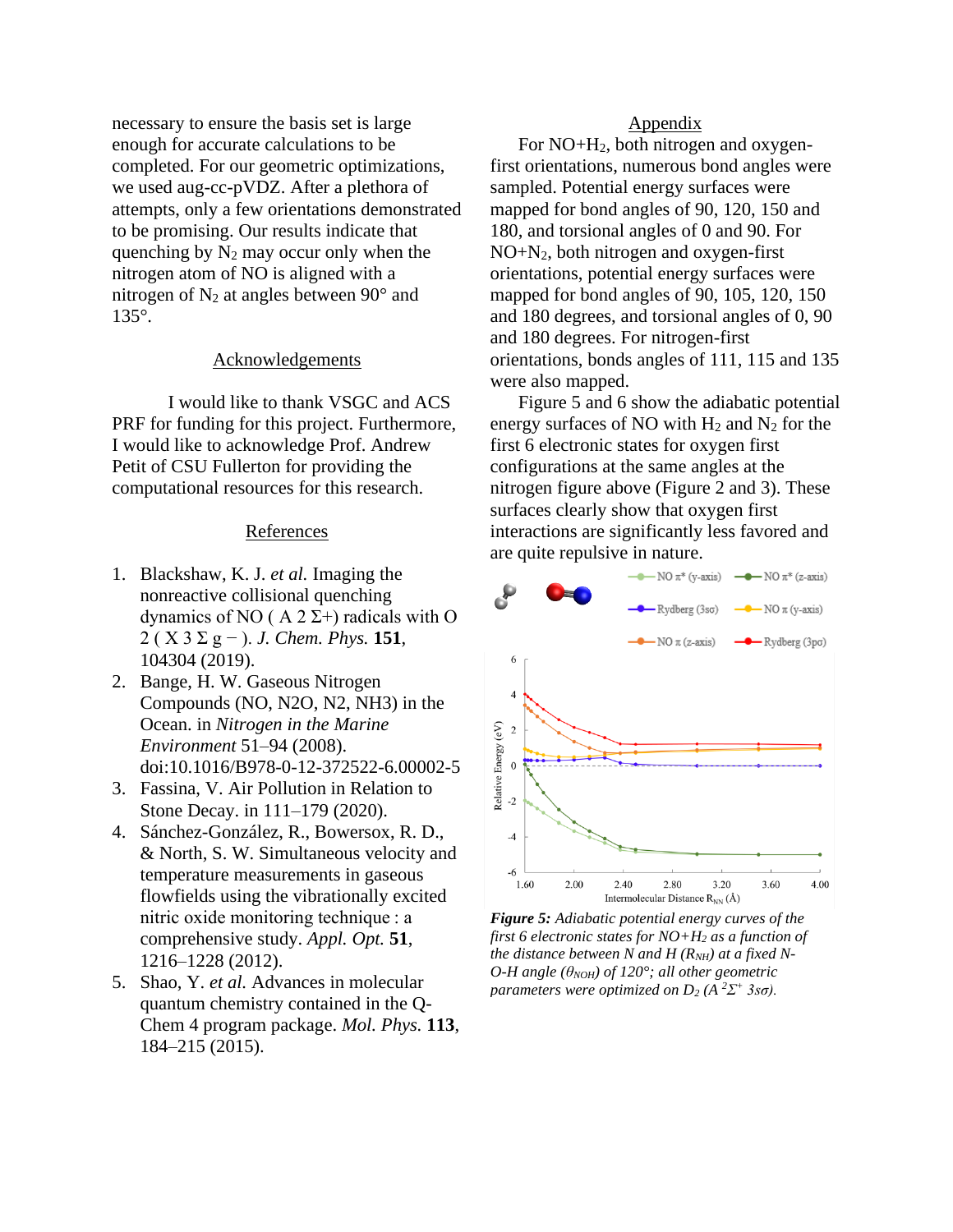necessary to ensure the basis set is large enough for accurate calculations to be completed. For our geometric optimizations, we used aug-cc-pVDZ. After a plethora of attempts, only a few orientations demonstrated to be promising. Our results indicate that quenching by $N_2$ may occur only when the nitrogen atom of NO is aligned with a nitrogen of $N_2$ at angles between 90° and 135°.

## Acknowledgements

I would like to thank VSGC and ACS PRF for funding for this project. Furthermore, I would like to acknowledge Prof. Andrew Petit of CSU Fullerton for providing the computational resources for this research.

## References

1. Blackshaw, K. J. *et al.* Imaging the nonreactive collisional quenching dynamics of NO ( A 2 Σ+) radicals with O 2 ( X 3 Σ g − ). *J. Chem. Phys.* **151**, 104304 (2019).
2. Bange, H. W. Gaseous Nitrogen Compounds (NO, N2O, N2, NH3) in the Ocean. in *Nitrogen in the Marine Environment* 51–94 (2008). doi:10.1016/B978-0-12-372522-6.00002-5
3. Fassina, V. Air Pollution in Relation to Stone Decay. in 111–179 (2020).
4. Sánchez-González, R., Bowersox, R. D., & North, S. W. Simultaneous velocity and temperature measurements in gaseous flowfields using the vibrationally excited nitric oxide monitoring technique : a comprehensive study. *Appl. Opt.* **51**, 1216–1228 (2012).
5. Shao, Y. *et al.* Advances in molecular quantum chemistry contained in the Q-Chem 4 program package. *Mol. Phys.* **113**, 184–215 (2015).

## Appendix

For NO+$H_2$, both nitrogen and oxygen-first orientations, numerous bond angles were sampled. Potential energy surfaces were mapped for bond angles of 90, 120, 150 and 180, and torsional angles of 0 and 90. For NO+$N_2$, both nitrogen and oxygen-first orientations, potential energy surfaces were mapped for bond angles of 90, 105, 120, 150 and 180 degrees, and torsional angles of 0, 90 and 180 degrees. For nitrogen-first orientations, bonds angles of 111, 115 and 135 were also mapped.

Figure 5 and 6 show the adiabatic potential energy surfaces of NO with $H_2$ and $N_2$ for the first 6 electronic states for oxygen first configurations at the same angles at the nitrogen figure above (Figure 2 and 3). These surfaces clearly show that oxygen first interactions are significantly less favored and are quite repulsive in nature.

***Figure 5:*** *Adiabatic potential energy curves of the first 6 electronic states for NO+$H_2$ as a function of the distance between N and H ($R_{NH}$) at a fixed N-O-H angle ($\theta_{NOH}$) of 120°; all other geometric parameters were optimized on $D_2$ ($A\ ^2\Sigma^+\ 3s\sigma$).*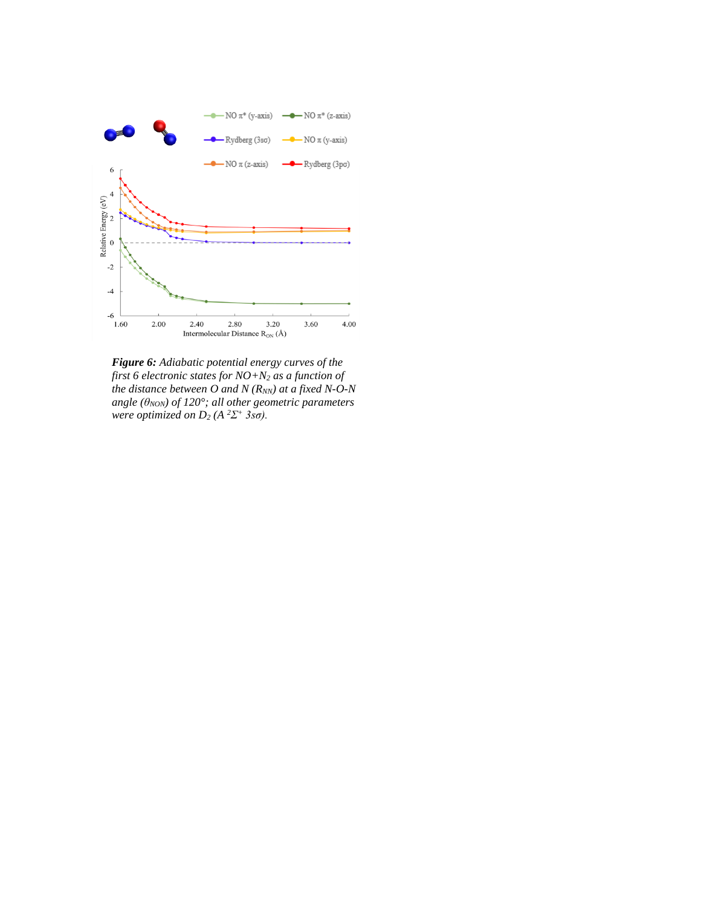NO π* (y-axis)
NO π* (z-axis)
Rydberg (3sσ)
NO π (y-axis)
NO π (z-axis)
Rydberg (3pσ)

Relative Energy (eV)

6
4
2
0
-2
-4
-6

1.60 2.00 2.40 2.80 3.20 3.60 4.00

Intermolecular Distance $R_{ON}$ (Å)

***Figure 6:*** *Adiabatic potential energy curves of the first 6 electronic states for NO+$N_2$ as a function of the distance between O and N ($R_{NN}$) at a fixed N-O-N angle ($\theta_{NON}$) of 120°; all other geometric parameters were optimized on $D_2$ (A $^2\Sigma^+$ 3sσ).*